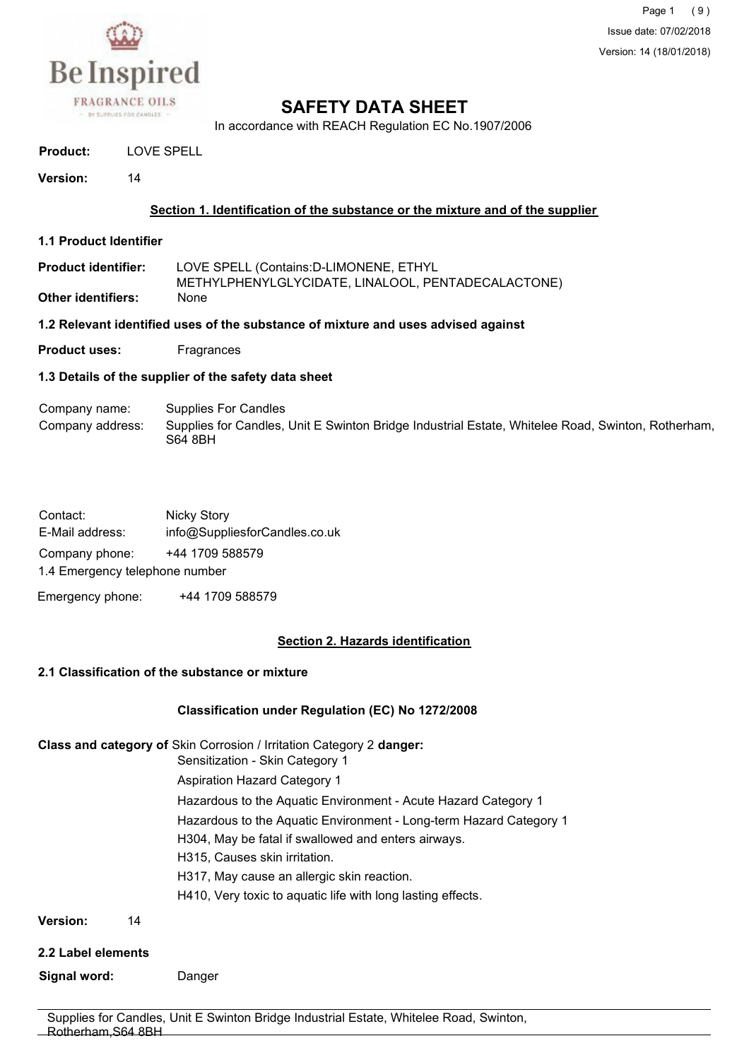# SAFETY DATA SHEET

In accordance with REACH Regulation EC No.1907/2006

**Product:** LOVE SPELL

**Version:** 14

## Section 1. Identification of the substance or the mixture and of the supplier

### 1.1 Product Identifier

**Product identifier:** LOVE SPELL (Contains:D-LIMONENE, ETHYL METHYLPHENYLGLYCIDATE, LINALOOL, PENTADECALACTONE)

**Other identifiers:** None

### 1.2 Relevant identified uses of the substance of mixture and uses advised against

**Product uses:** Fragrances

### 1.3 Details of the supplier of the safety data sheet

Company name: Supplies For Candles

Company address: Supplies for Candles, Unit E Swinton Bridge Industrial Estate, Whitelee Road, Swinton, Rotherham, S64 8BH

Contact: Nicky Story

E-Mail address: info@SuppliesforCandles.co.uk

Company phone: +44 1709 588579

1.4 Emergency telephone number

Emergency phone: +44 1709 588579

## Section 2. Hazards identification

### 2.1 Classification of the substance or mixture

**Classification under Regulation (EC) No 1272/2008**

**Class and category of danger:**

- Skin Corrosion / Irritation Category 2
- Sensitization - Skin Category 1
- Aspiration Hazard Category 1
- Hazardous to the Aquatic Environment - Acute Hazard Category 1
- Hazardous to the Aquatic Environment - Long-term Hazard Category 1
- H304, May be fatal if swallowed and enters airways.
- H315, Causes skin irritation.
- H317, May cause an allergic skin reaction.
- H410, Very toxic to aquatic life with long lasting effects.

**Version:** 14

### 2.2 Label elements

**Signal word:** Danger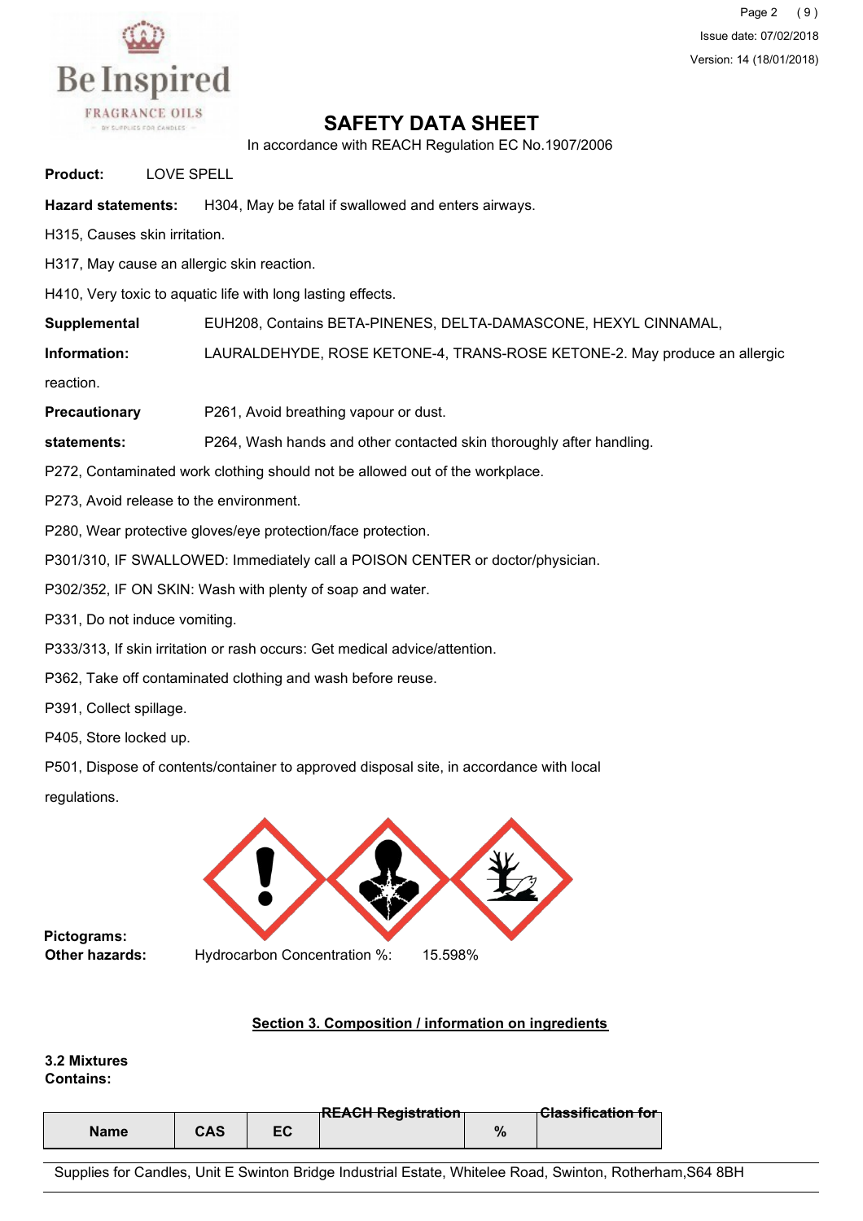## SAFETY DATA SHEET

In accordance with REACH Regulation EC No.1907/2006

**Product:** LOVE SPELL

**Hazard statements:** H304, May be fatal if swallowed and enters airways.

H315, Causes skin irritation.

H317, May cause an allergic skin reaction.

H410, Very toxic to aquatic life with long lasting effects.

**Supplemental Information:** EUH208, Contains BETA-PINENES, DELTA-DAMASCONE, HEXYL CINNAMAL, LAURALDEHYDE, ROSE KETONE-4, TRANS-ROSE KETONE-2. May produce an allergic reaction.

**Precautionary statements:** P261, Avoid breathing vapour or dust.

P264, Wash hands and other contacted skin thoroughly after handling.

P272, Contaminated work clothing should not be allowed out of the workplace.

P273, Avoid release to the environment.

P280, Wear protective gloves/eye protection/face protection.

P301/310, IF SWALLOWED: Immediately call a POISON CENTER or doctor/physician.

P302/352, IF ON SKIN: Wash with plenty of soap and water.

P331, Do not induce vomiting.

P333/313, If skin irritation or rash occurs: Get medical advice/attention.

P362, Take off contaminated clothing and wash before reuse.

P391, Collect spillage.

P405, Store locked up.

P501, Dispose of contents/container to approved disposal site, in accordance with local regulations.

**Pictograms:**

**Other hazards:** Hydrocarbon Concentration %: 15.598%

### Section 3. Composition / information on ingredients

**3.2 Mixtures**

**Contains:**

| Name | CAS | EC | REACH Registration | % | Classification for |
|---|---|---|---|---|---|

Supplies for Candles, Unit E Swinton Bridge Industrial Estate, Whitelee Road, Swinton, Rotherham,S64 8BH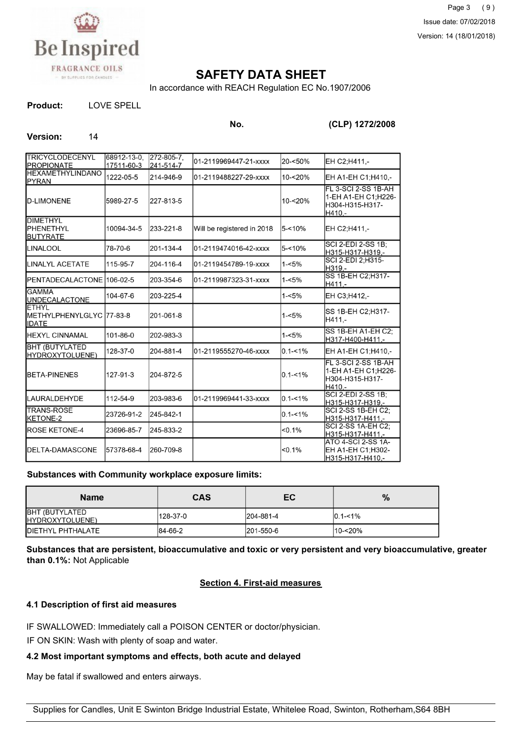# SAFETY DATA SHEET

In accordance with REACH Regulation EC No.1907/2006

**Product:** LOVE SPELL

**Version:** 14

**No.** **(CLP) 1272/2008**

| | | | | | |
|---|---|---|---|---|---|
| TRICYCLODECENYL PROPIONATE | 68912-13-0, 17511-60-3 | 272-805-7, 241-514-7 | 01-2119969447-21-xxxx | 20-<50% | EH C2;H411,- |
| HEXAMETHYLINDANO PYRAN | 1222-05-5 | 214-946-9 | 01-2119488227-29-xxxx | 10-<20% | EH A1-EH C1;H410,- |
| D-LIMONENE | 5989-27-5 | 227-813-5 | | 10-<20% | FL 3-SCI 2-SS 1B-AH 1-EH A1-EH C1;H226-H304-H315-H317-H410,- |
| DIMETHYL PHENETHYL BUTYRATE | 10094-34-5 | 233-221-8 | Will be registered in 2018 | 5-<10% | EH C2;H411,- |
| LINALOOL | 78-70-6 | 201-134-4 | 01-2119474016-42-xxxx | 5-<10% | SCI 2-EDI 2-SS 1B;H315-H317-H319,- |
| LINALYL ACETATE | 115-95-7 | 204-116-4 | 01-2119454789-19-xxxx | 1-<5% | SCI 2-EDI 2;H315-H319,- |
| PENTADECALACTONE | 106-02-5 | 203-354-6 | 01-2119987323-31-xxxx | 1-<5% | SS 1B-EH C2;H317-H411,- |
| GAMMA UNDECALACTONE | 104-67-6 | 203-225-4 | | 1-<5% | EH C3;H412,- |
| ETHYL METHYLPHENYLGLYCIDATE | 77-83-8 | 201-061-8 | | 1-<5% | SS 1B-EH C2;H317-H411,- |
| HEXYL CINNAMAL | 101-86-0 | 202-983-3 | | 1-<5% | SS 1B-EH A1-EH C2;H317-H400-H411,- |
| BHT (BUTYLATED HYDROXYTOLUENE) | 128-37-0 | 204-881-4 | 01-2119555270-46-xxxx | 0.1-<1% | EH A1-EH C1;H410,- |
| BETA-PINENES | 127-91-3 | 204-872-5 | | 0.1-<1% | FL 3-SCI 2-SS 1B-AH 1-EH A1-EH C1;H226-H304-H315-H317-H410,- |
| LAURALDEHYDE | 112-54-9 | 203-983-6 | 01-2119969441-33-xxxx | 0.1-<1% | SCI 2-EDI 2-SS 1B;H315-H317-H319,- |
| TRANS-ROSE KETONE-2 | 23726-91-2 | 245-842-1 | | 0.1-<1% | SCI 2-SS 1B-EH C2;H315-H317-H411,- |
| ROSE KETONE-4 | 23696-85-7 | 245-833-2 | | <0.1% | SCI 2-SS 1A-EH C2;H315-H317-H411,- |
| DELTA-DAMASCONE | 57378-68-4 | 260-709-8 | | <0.1% | ATO 4-SCI 2-SS 1A-EH A1-EH C1;H302-H315-H317-H410,- |

**Substances with Community workplace exposure limits:**

| Name | CAS | EC | % |
|---|---|---|---|
| BHT (BUTYLATED HYDROXYTOLUENE) | 128-37-0 | 204-881-4 | 0.1-<1% |
| DIETHYL PHTHALATE | 84-66-2 | 201-550-6 | 10-<20% |

**Substances that are persistent, bioaccumulative and toxic or very persistent and very bioaccumulative, greater than 0.1%:** Not Applicable

## Section 4. First-aid measures

### 4.1 Description of first aid measures

IF SWALLOWED: Immediately call a POISON CENTER or doctor/physician.

IF ON SKIN: Wash with plenty of soap and water.

### 4.2 Most important symptoms and effects, both acute and delayed

May be fatal if swallowed and enters airways.

Supplies for Candles, Unit E Swinton Bridge Industrial Estate, Whitelee Road, Swinton, Rotherham,S64 8BH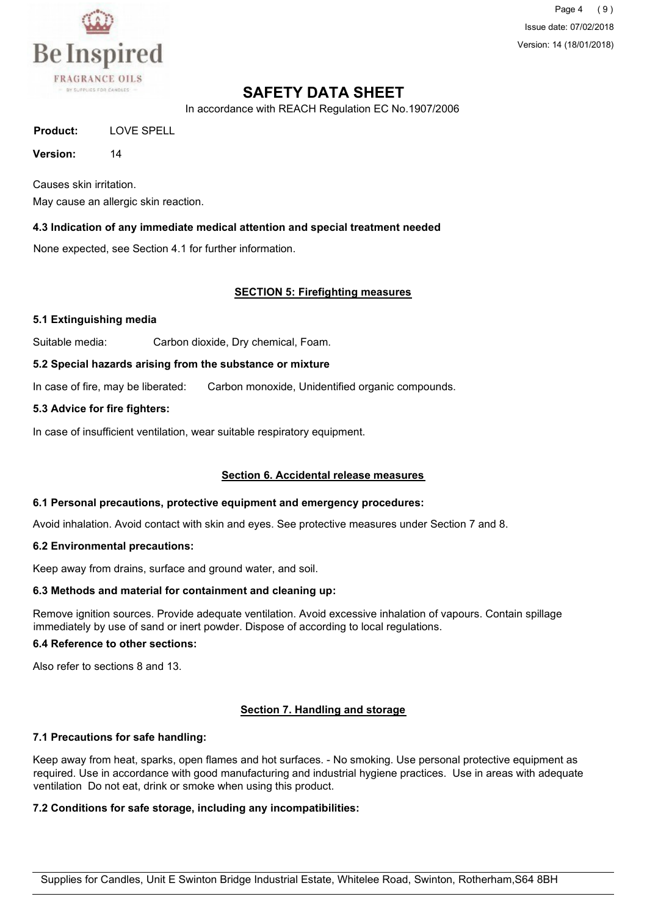Causes skin irritation.

May cause an allergic skin reaction.

### 4.3 Indication of any immediate medical attention and special treatment needed

None expected, see Section 4.1 for further information.

## SECTION 5: Firefighting measures

### 5.1 Extinguishing media

Suitable media: Carbon dioxide, Dry chemical, Foam.

### 5.2 Special hazards arising from the substance or mixture

In case of fire, may be liberated: Carbon monoxide, Unidentified organic compounds.

### 5.3 Advice for fire fighters:

In case of insufficient ventilation, wear suitable respiratory equipment.

## Section 6. Accidental release measures

### 6.1 Personal precautions, protective equipment and emergency procedures:

Avoid inhalation. Avoid contact with skin and eyes. See protective measures under Section 7 and 8.

### 6.2 Environmental precautions:

Keep away from drains, surface and ground water, and soil.

### 6.3 Methods and material for containment and cleaning up:

Remove ignition sources. Provide adequate ventilation. Avoid excessive inhalation of vapours. Contain spillage immediately by use of sand or inert powder. Dispose of according to local regulations.

### 6.4 Reference to other sections:

Also refer to sections 8 and 13.

## Section 7. Handling and storage

### 7.1 Precautions for safe handling:

Keep away from heat, sparks, open flames and hot surfaces. - No smoking. Use personal protective equipment as required. Use in accordance with good manufacturing and industrial hygiene practices. Use in areas with adequate ventilation Do not eat, drink or smoke when using this product.

### 7.2 Conditions for safe storage, including any incompatibilities: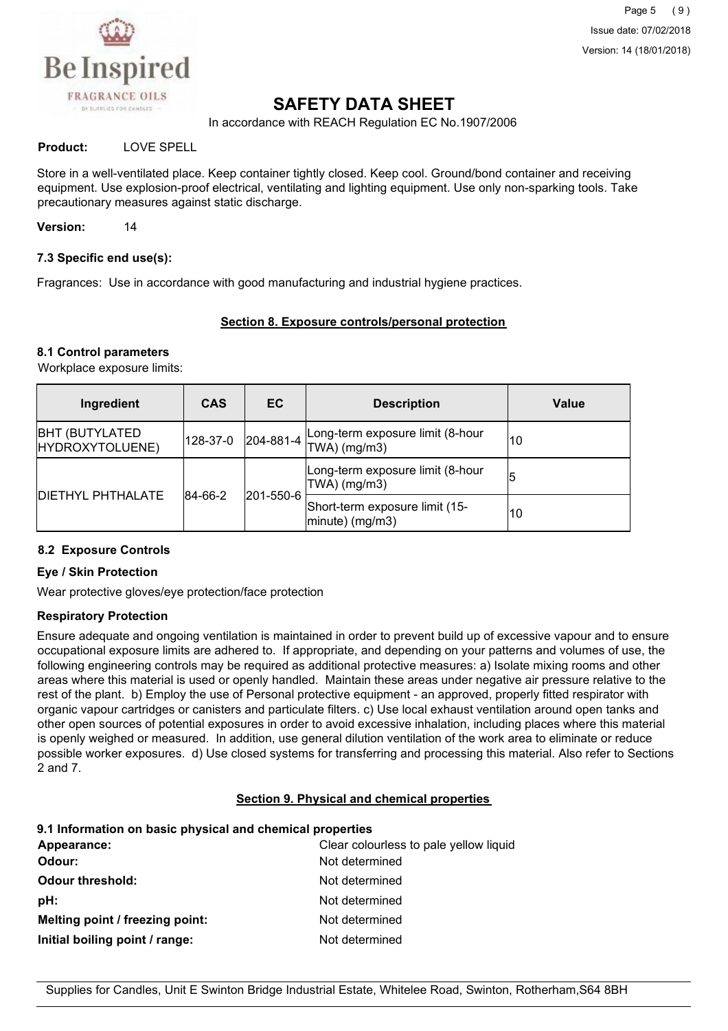# SAFETY DATA SHEET

In accordance with REACH Regulation EC No.1907/2006

**Product:** LOVE SPELL

Store in a well-ventilated place. Keep container tightly closed. Keep cool. Ground/bond container and receiving equipment. Use explosion-proof electrical, ventilating and lighting equipment. Use only non-sparking tools. Take precautionary measures against static discharge.

**Version:** 14

### 7.3 Specific end use(s):

Fragrances: Use in accordance with good manufacturing and industrial hygiene practices.

## Section 8. Exposure controls/personal protection

### 8.1 Control parameters

Workplace exposure limits:

| Ingredient | CAS | EC | Description | Value |
|---|---|---|---|---|
| BHT (BUTYLATED HYDROXYTOLUENE) | 128-37-0 | 204-881-4 | Long-term exposure limit (8-hour TWA) (mg/m3) | 10 |
| DIETHYL PHTHALATE | 84-66-2 | 201-550-6 | Long-term exposure limit (8-hour TWA) (mg/m3) | 5 |
| | | | Short-term exposure limit (15-minute) (mg/m3) | 10 |

### 8.2 Exposure Controls

**Eye / Skin Protection**

Wear protective gloves/eye protection/face protection

**Respiratory Protection**

Ensure adequate and ongoing ventilation is maintained in order to prevent build up of excessive vapour and to ensure occupational exposure limits are adhered to. If appropriate, and depending on your patterns and volumes of use, the following engineering controls may be required as additional protective measures: a) Isolate mixing rooms and other areas where this material is used or openly handled. Maintain these areas under negative air pressure relative to the rest of the plant. b) Employ the use of Personal protective equipment - an approved, properly fitted respirator with organic vapour cartridges or canisters and particulate filters. c) Use local exhaust ventilation around open tanks and other open sources of potential exposures in order to avoid excessive inhalation, including places where this material is openly weighed or measured. In addition, use general dilution ventilation of the work area to eliminate or reduce possible worker exposures. d) Use closed systems for transferring and processing this material. Also refer to Sections 2 and 7.

## Section 9. Physical and chemical properties

### 9.1 Information on basic physical and chemical properties

**Appearance:** Clear colourless to pale yellow liquid

**Odour:** Not determined

**Odour threshold:** Not determined

**pH:** Not determined

**Melting point / freezing point:** Not determined

**Initial boiling point / range:** Not determined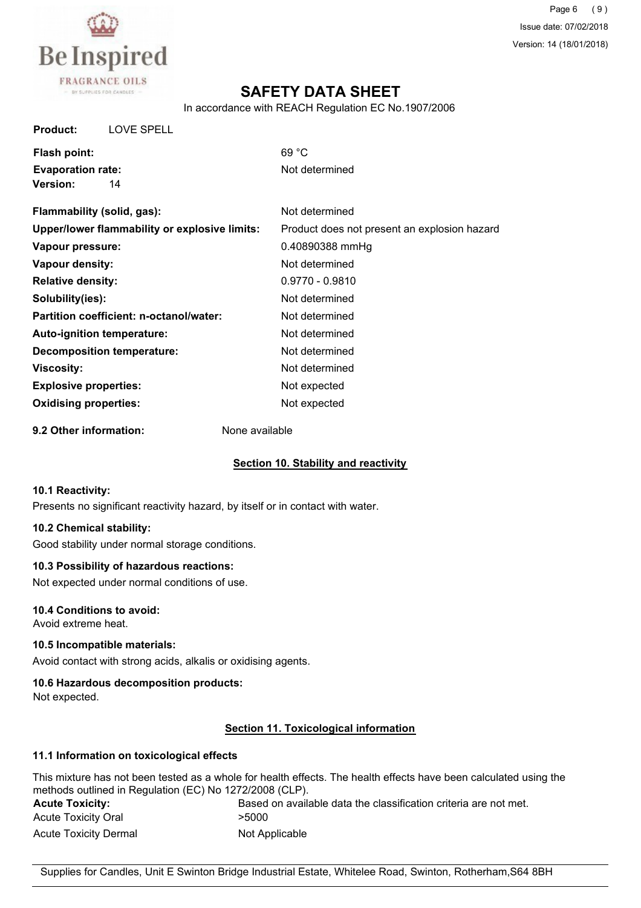**Product:** LOVE SPELL

| | |
|---|---|
| **Flash point:** | 69 °C |
| **Evaporation rate:** | Not determined |

**Version:** 14

| | |
|---|---|
| **Flammability (solid, gas):** | Not determined |
| **Upper/lower flammability or explosive limits:** | Product does not present an explosion hazard |
| **Vapour pressure:** | 0.40890388 mmHg |
| **Vapour density:** | Not determined |
| **Relative density:** | 0.9770 - 0.9810 |
| **Solubility(ies):** | Not determined |
| **Partition coefficient: n-octanol/water:** | Not determined |
| **Auto-ignition temperature:** | Not determined |
| **Decomposition temperature:** | Not determined |
| **Viscosity:** | Not determined |
| **Explosive properties:** | Not expected |
| **Oxidising properties:** | Not expected |

**9.2 Other information:** None available

## Section 10. Stability and reactivity

**10.1 Reactivity:**

Presents no significant reactivity hazard, by itself or in contact with water.

**10.2 Chemical stability:**

Good stability under normal storage conditions.

**10.3 Possibility of hazardous reactions:**

Not expected under normal conditions of use.

**10.4 Conditions to avoid:**

Avoid extreme heat.

**10.5 Incompatible materials:**

Avoid contact with strong acids, alkalis or oxidising agents.

**10.6 Hazardous decomposition products:**

Not expected.

## Section 11. Toxicological information

**11.1 Information on toxicological effects**

This mixture has not been tested as a whole for health effects. The health effects have been calculated using the methods outlined in Regulation (EC) No 1272/2008 (CLP).

| | |
|---|---|
| **Acute Toxicity:** | Based on available data the classification criteria are not met. |
| Acute Toxicity Oral | >5000 |
| Acute Toxicity Dermal | Not Applicable |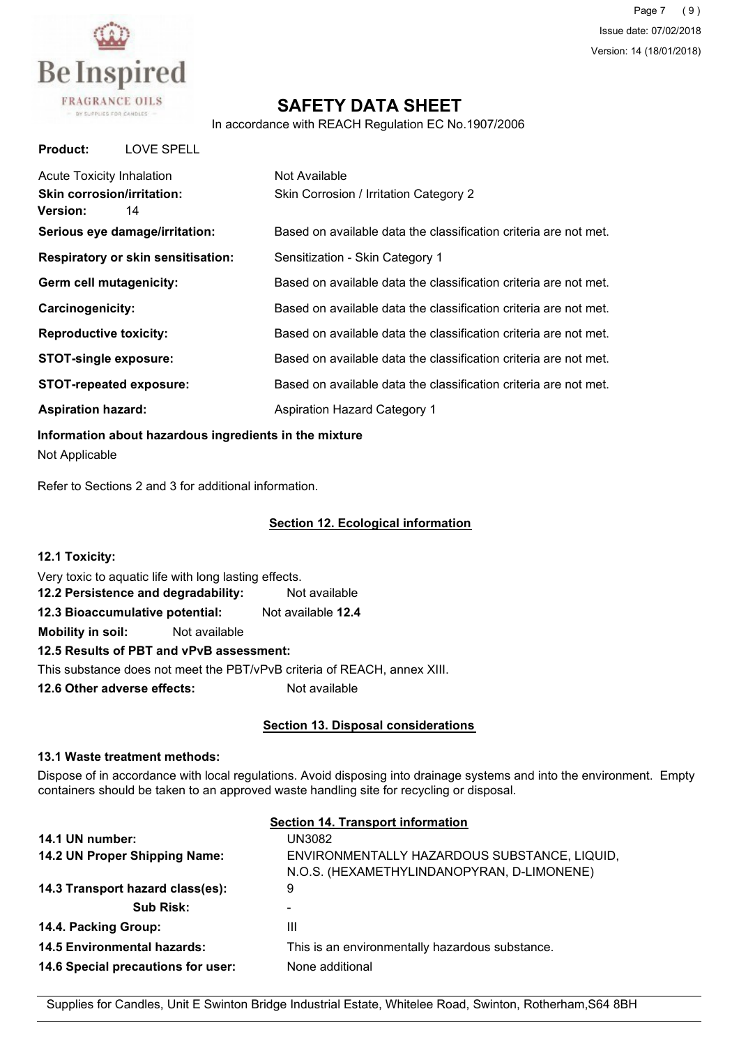**Product:** LOVE SPELL

| | |
|---|---|
| Acute Toxicity Inhalation | Not Available |
| **Skin corrosion/irritation:** | Skin Corrosion / Irritation Category 2 |
| **Version:** 14 | |
| **Serious eye damage/irritation:** | Based on available data the classification criteria are not met. |
| **Respiratory or skin sensitisation:** | Sensitization - Skin Category 1 |
| **Germ cell mutagenicity:** | Based on available data the classification criteria are not met. |
| **Carcinogenicity:** | Based on available data the classification criteria are not met. |
| **Reproductive toxicity:** | Based on available data the classification criteria are not met. |
| **STOT-single exposure:** | Based on available data the classification criteria are not met. |
| **STOT-repeated exposure:** | Based on available data the classification criteria are not met. |
| **Aspiration hazard:** | Aspiration Hazard Category 1 |

**Information about hazardous ingredients in the mixture**

Not Applicable

Refer to Sections 2 and 3 for additional information.

## Section 12. Ecological information

**12.1 Toxicity:**

Very toxic to aquatic life with long lasting effects.

**12.2 Persistence and degradability:** Not available

**12.3 Bioaccumulative potential:** Not available **12.4**

**Mobility in soil:** Not available

**12.5 Results of PBT and vPvB assessment:**

This substance does not meet the PBT/vPvB criteria of REACH, annex XIII.

**12.6 Other adverse effects:** Not available

## Section 13. Disposal considerations

**13.1 Waste treatment methods:**

Dispose of in accordance with local regulations. Avoid disposing into drainage systems and into the environment. Empty containers should be taken to an approved waste handling site for recycling or disposal.

## Section 14. Transport information

| | |
|---|---|
| **14.1 UN number:** | UN3082 |
| **14.2 UN Proper Shipping Name:** | ENVIRONMENTALLY HAZARDOUS SUBSTANCE, LIQUID, N.O.S. (HEXAMETHYLINDANOPYRAN, D-LIMONENE) |
| **14.3 Transport hazard class(es):** | 9 |
| **Sub Risk:** | - |
| **14.4. Packing Group:** | III |
| **14.5 Environmental hazards:** | This is an environmentally hazardous substance. |
| **14.6 Special precautions for user:** | None additional |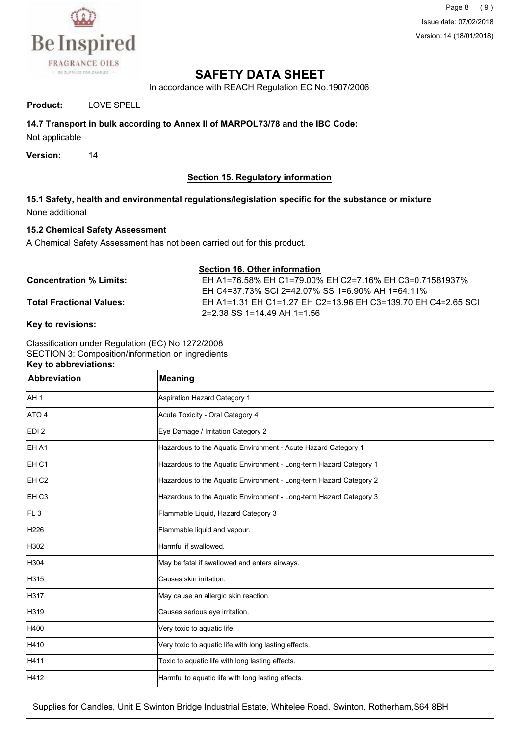**Product:** LOVE SPELL

**14.7 Transport in bulk according to Annex II of MARPOL73/78 and the IBC Code:**

Not applicable

**Version:** 14

## Section 15. Regulatory information

**15.1 Safety, health and environmental regulations/legislation specific for the substance or mixture**

None additional

**15.2 Chemical Safety Assessment**

A Chemical Safety Assessment has not been carried out for this product.

## Section 16. Other information

**Concentration % Limits:** EH A1=76.58% EH C1=79.00% EH C2=7.16% EH C3=0.71581937% EH C4=37.73% SCI 2=42.07% SS 1=6.90% AH 1=64.11%

**Total Fractional Values:** EH A1=1.31 EH C1=1.27 EH C2=13.96 EH C3=139.70 EH C4=2.65 SCI 2=2.38 SS 1=14.49 AH 1=1.56

**Key to revisions:**

Classification under Regulation (EC) No 1272/2008
SECTION 3: Composition/information on ingredients

**Key to abbreviations:**

| Abbreviation | Meaning |
|---|---|
| AH 1 | Aspiration Hazard Category 1 |
| ATO 4 | Acute Toxicity - Oral Category 4 |
| EDI 2 | Eye Damage / Irritation Category 2 |
| EH A1 | Hazardous to the Aquatic Environment - Acute Hazard Category 1 |
| EH C1 | Hazardous to the Aquatic Environment - Long-term Hazard Category 1 |
| EH C2 | Hazardous to the Aquatic Environment - Long-term Hazard Category 2 |
| EH C3 | Hazardous to the Aquatic Environment - Long-term Hazard Category 3 |
| FL 3 | Flammable Liquid, Hazard Category 3 |
| H226 | Flammable liquid and vapour. |
| H302 | Harmful if swallowed. |
| H304 | May be fatal if swallowed and enters airways. |
| H315 | Causes skin irritation. |
| H317 | May cause an allergic skin reaction. |
| H319 | Causes serious eye irritation. |
| H400 | Very toxic to aquatic life. |
| H410 | Very toxic to aquatic life with long lasting effects. |
| H411 | Toxic to aquatic life with long lasting effects. |
| H412 | Harmful to aquatic life with long lasting effects. |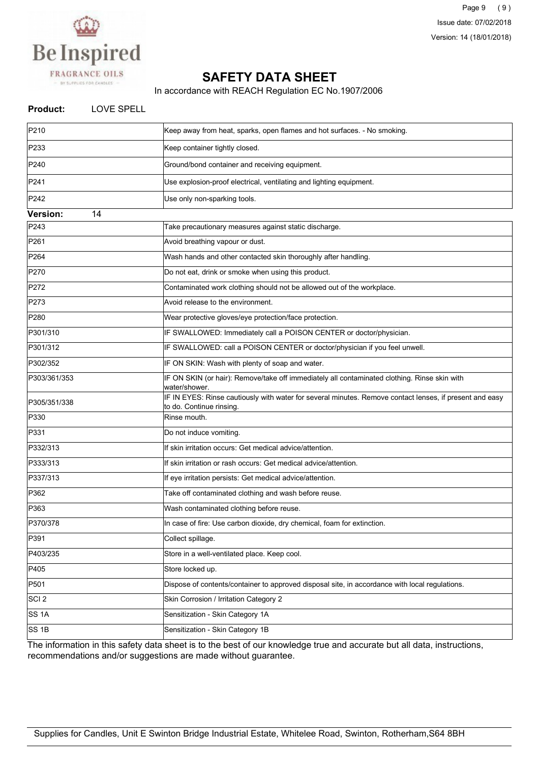# SAFETY DATA SHEET

In accordance with REACH Regulation EC No.1907/2006

**Product:** LOVE SPELL

| | |
|---|---|
| P210 | Keep away from heat, sparks, open flames and hot surfaces. - No smoking. |
| P233 | Keep container tightly closed. |
| P240 | Ground/bond container and receiving equipment. |
| P241 | Use explosion-proof electrical, ventilating and lighting equipment. |
| P242 | Use only non-sparking tools. |

**Version:** 14

| | |
|---|---|
| P243 | Take precautionary measures against static discharge. |
| P261 | Avoid breathing vapour or dust. |
| P264 | Wash hands and other contacted skin thoroughly after handling. |
| P270 | Do not eat, drink or smoke when using this product. |
| P272 | Contaminated work clothing should not be allowed out of the workplace. |
| P273 | Avoid release to the environment. |
| P280 | Wear protective gloves/eye protection/face protection. |
| P301/310 | IF SWALLOWED: Immediately call a POISON CENTER or doctor/physician. |
| P301/312 | IF SWALLOWED: call a POISON CENTER or doctor/physician if you feel unwell. |
| P302/352 | IF ON SKIN: Wash with plenty of soap and water. |
| P303/361/353 | IF ON SKIN (or hair): Remove/take off immediately all contaminated clothing. Rinse skin with water/shower. |
| P305/351/338 | IF IN EYES: Rinse cautiously with water for several minutes. Remove contact lenses, if present and easy to do. Continue rinsing. |
| P330 | Rinse mouth. |
| P331 | Do not induce vomiting. |
| P332/313 | If skin irritation occurs: Get medical advice/attention. |
| P333/313 | If skin irritation or rash occurs: Get medical advice/attention. |
| P337/313 | If eye irritation persists: Get medical advice/attention. |
| P362 | Take off contaminated clothing and wash before reuse. |
| P363 | Wash contaminated clothing before reuse. |
| P370/378 | In case of fire: Use carbon dioxide, dry chemical, foam for extinction. |
| P391 | Collect spillage. |
| P403/235 | Store in a well-ventilated place. Keep cool. |
| P405 | Store locked up. |
| P501 | Dispose of contents/container to approved disposal site, in accordance with local regulations. |
| SCI 2 | Skin Corrosion / Irritation Category 2 |
| SS 1A | Sensitization - Skin Category 1A |
| SS 1B | Sensitization - Skin Category 1B |

The information in this safety data sheet is to the best of our knowledge true and accurate but all data, instructions, recommendations and/or suggestions are made without guarantee.